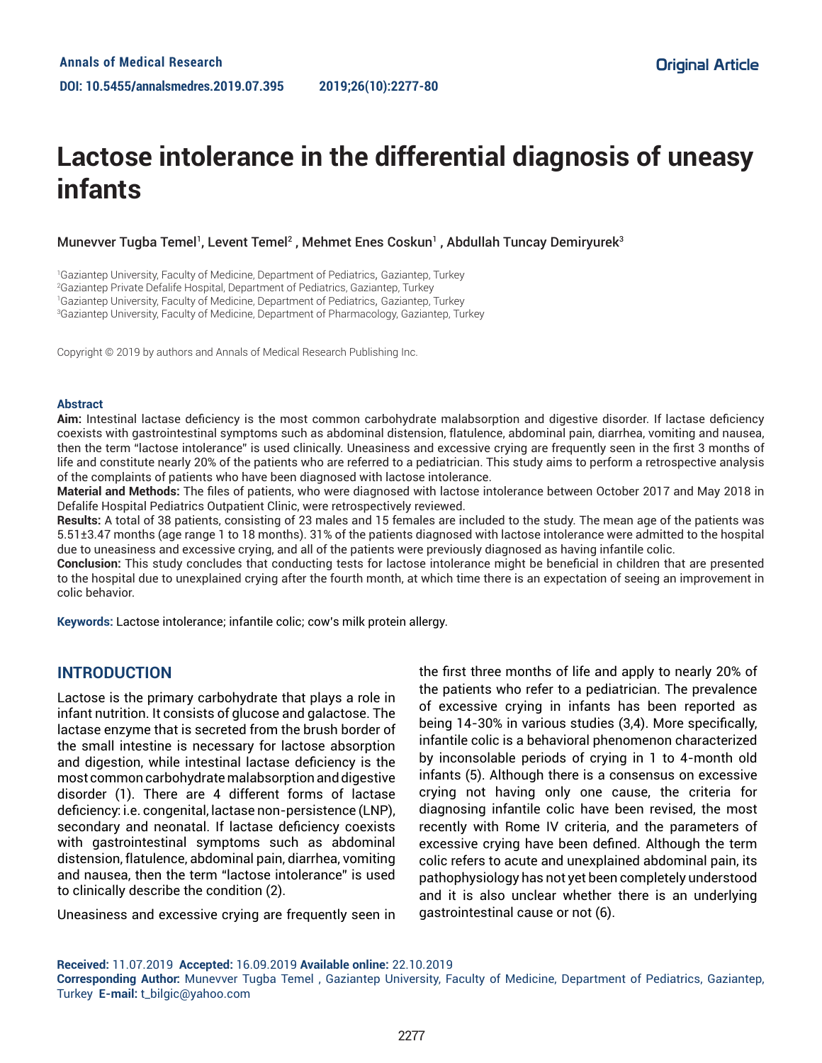Annals of Medical Research

DOI: 10.5455/annalsmedres.2019.07.395

Original Article

# Lactose intolerance in the differential diagnosis of uneasy infants

Munevver Tugba Temel[1], Levent Temel[2] , Mehmet Enes Coskun[1] , Abdullah Tuncay Demiryurek[3]

[1]Gaziantep University, Faculty of Medicine, Department of Pediatrics, Gaziantep, Turkey
[2]Gaziantep Private Defalife Hospital, Department of Pediatrics, Gaziantep, Turkey
[1]Gaziantep University, Faculty of Medicine, Department of Pediatrics, Gaziantep, Turkey
[3]Gaziantep University, Faculty of Medicine, Department of Pharmacology, Gaziantep, Turkey

Copyright © 2019 by authors and Annals of Medical Research Publishing Inc.

## Abstract

**Aim:** Intestinal lactase deficiency is the most common carbohydrate malabsorption and digestive disorder. If lactase deficiency coexists with gastrointestinal symptoms such as abdominal distension, flatulence, abdominal pain, diarrhea, vomiting and nausea, then the term "lactose intolerance" is used clinically. Uneasiness and excessive crying are frequently seen in the first 3 months of life and constitute nearly 20% of the patients who are referred to a pediatrician. This study aims to perform a retrospective analysis of the complaints of patients who have been diagnosed with lactose intolerance.

**Material and Methods:** The files of patients, who were diagnosed with lactose intolerance between October 2017 and May 2018 in Defalife Hospital Pediatrics Outpatient Clinic, were retrospectively reviewed.

**Results:** A total of 38 patients, consisting of 23 males and 15 females are included to the study. The mean age of the patients was 5.51±3.47 months (age range 1 to 18 months). 31% of the patients diagnosed with lactose intolerance were admitted to the hospital due to uneasiness and excessive crying, and all of the patients were previously diagnosed as having infantile colic.

**Conclusion:** This study concludes that conducting tests for lactose intolerance might be beneficial in children that are presented to the hospital due to unexplained crying after the fourth month, at which time there is an expectation of seeing an improvement in colic behavior.

**Keywords:** Lactose intolerance; infantile colic; cow's milk protein allergy.

## INTRODUCTION

Lactose is the primary carbohydrate that plays a role in infant nutrition. It consists of glucose and galactose. The lactase enzyme that is secreted from the brush border of the small intestine is necessary for lactose absorption and digestion, while intestinal lactase deficiency is the most common carbohydrate malabsorption and digestive disorder (1). There are 4 different forms of lactase deficiency: i.e. congenital, lactase non-persistence (LNP), secondary and neonatal. If lactase deficiency coexists with gastrointestinal symptoms such as abdominal distension, flatulence, abdominal pain, diarrhea, vomiting and nausea, then the term "lactose intolerance" is used to clinically describe the condition (2).

Uneasiness and excessive crying are frequently seen in the first three months of life and apply to nearly 20% of the patients who refer to a pediatrician. The prevalence of excessive crying in infants has been reported as being 14-30% in various studies (3,4). More specifically, infantile colic is a behavioral phenomenon characterized by inconsolable periods of crying in 1 to 4-month old infants (5). Although there is a consensus on excessive crying not having only one cause, the criteria for diagnosing infantile colic have been revised, the most recently with Rome IV criteria, and the parameters of excessive crying have been defined. Although the term colic refers to acute and unexplained abdominal pain, its pathophysiology has not yet been completely understood and it is also unclear whether there is an underlying gastrointestinal cause or not (6).

**Received:** 11.07.2019 **Accepted:** 16.09.2019 **Available online:** 22.10.2019
**Corresponding Author:** Munevver Tugba Temel , Gaziantep University, Faculty of Medicine, Department of Pediatrics, Gaziantep, Turkey **E-mail:** t_bilgic@yahoo.com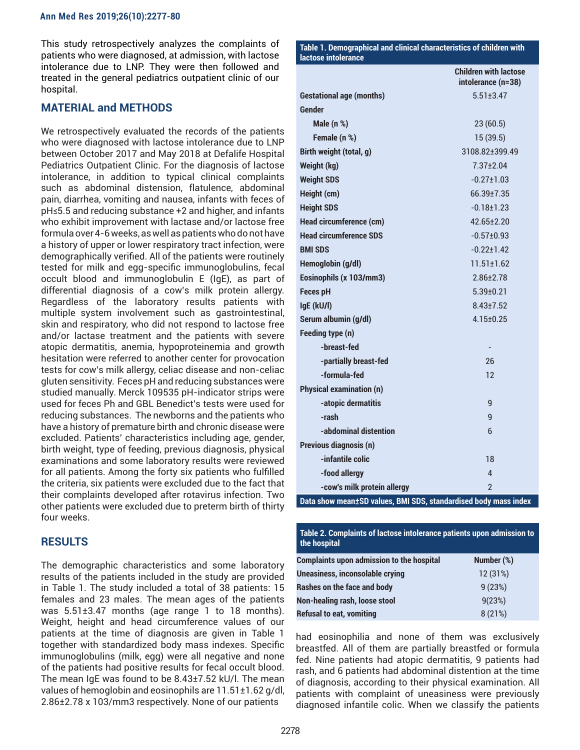This study retrospectively analyzes the complaints of patients who were diagnosed, at admission, with lactose intolerance due to LNP. They were then followed and treated in the general pediatrics outpatient clinic of our hospital.

## MATERIAL and METHODS

We retrospectively evaluated the records of the patients who were diagnosed with lactose intolerance due to LNP between October 2017 and May 2018 at Defalife Hospital Pediatrics Outpatient Clinic. For the diagnosis of lactose intolerance, in addition to typical clinical complaints such as abdominal distension, flatulence, abdominal pain, diarrhea, vomiting and nausea, infants with feces of pH≤5.5 and reducing substance +2 and higher, and infants who exhibit improvement with lactase and/or lactose free formula over 4-6 weeks, as well as patients who do not have a history of upper or lower respiratory tract infection, were demographically verified. All of the patients were routinely tested for milk and egg-specific immunoglobulins, fecal occult blood and immunoglobulin E (IgE), as part of differential diagnosis of a cow's milk protein allergy. Regardless of the laboratory results patients with multiple system involvement such as gastrointestinal, skin and respiratory, who did not respond to lactose free and/or lactase treatment and the patients with severe atopic dermatitis, anemia, hypoproteinemia and growth hesitation were referred to another center for provocation tests for cow's milk allergy, celiac disease and non-celiac gluten sensitivity. Feces pH and reducing substances were studied manually. Merck 109535 pH-indicator strips were used for feces Ph and GBL Benedict's tests were used for reducing substances. The newborns and the patients who have a history of premature birth and chronic disease were excluded. Patients' characteristics including age, gender, birth weight, type of feeding, previous diagnosis, physical examinations and some laboratory results were reviewed for all patients. Among the forty six patients who fulfilled the criteria, six patients were excluded due to the fact that their complaints developed after rotavirus infection. Two other patients were excluded due to preterm birth of thirty four weeks.

## RESULTS

The demographic characteristics and some laboratory results of the patients included in the study are provided in Table 1. The study included a total of 38 patients: 15 females and 23 males. The mean ages of the patients was 5.51±3.47 months (age range 1 to 18 months). Weight, height and head circumference values of our patients at the time of diagnosis are given in Table 1 together with standardized body mass indexes. Specific immunoglobulins (milk, egg) were all negative and none of the patients had positive results for fecal occult blood. The mean IgE was found to be 8.43±7.52 kU/l. The mean values of hemoglobin and eosinophils are 11.51±1.62 g/dl, 2.86±2.78 x 103/mm3 respectively. None of our patients had eosinophilia and none of them was exclusively breastfed. All of them are partially breastfed or formula fed. Nine patients had atopic dermatitis, 9 patients had rash, and 6 patients had abdominal distention at the time of diagnosis, according to their physical examination. All patients with complaint of uneasiness were previously diagnosed infantile colic. When we classify the patients

**Table 1. Demographical and clinical characteristics of children with lactose intolerance**

| | Children with lactose intolerance (n=38) |
|---|---|
| Gestational age (months) | 5.51±3.47 |
| Gender | |
| Male (n %) | 23 (60.5) |
| Female (n %) | 15 (39.5) |
| Birth weight (total, g) | 3108.82±399.49 |
| Weight (kg) | 7.37±2.04 |
| Weight SDS | -0.27±1.03 |
| Height (cm) | 66.39±7.35 |
| Height SDS | -0.18±1.23 |
| Head circumference (cm) | 42.65±2.20 |
| Head circumference SDS | -0.57±0.93 |
| BMI SDS | -0.22±1.42 |
| Hemoglobin (g/dl) | 11.51±1.62 |
| Eosinophils (x 103/mm3) | 2.86±2.78 |
| Feces pH | 5.39±0.21 |
| IgE (kU/l) | 8.43±7.52 |
| Serum albumin (g/dl) | 4.15±0.25 |
| Feeding type (n) | |
| -breast-fed | - |
| -partially breast-fed | 26 |
| -formula-fed | 12 |
| Physical examination (n) | |
| -atopic dermatitis | 9 |
| -rash | 9 |
| -abdominal distention | 6 |
| Previous diagnosis (n) | |
| -infantile colic | 18 |
| -food allergy | 4 |
| -cow's milk protein allergy | 2 |

Data show mean±SD values, BMI SDS, standardised body mass index

**Table 2. Complaints of lactose intolerance patients upon admission to the hospital**

| Complaints upon admission to the hospital | Number (%) |
|---|---|
| Uneasiness, inconsolable crying | 12 (31%) |
| Rashes on the face and body | 9 (23%) |
| Non-healing rash, loose stool | 9(23%) |
| Refusal to eat, vomiting | 8 (21%) |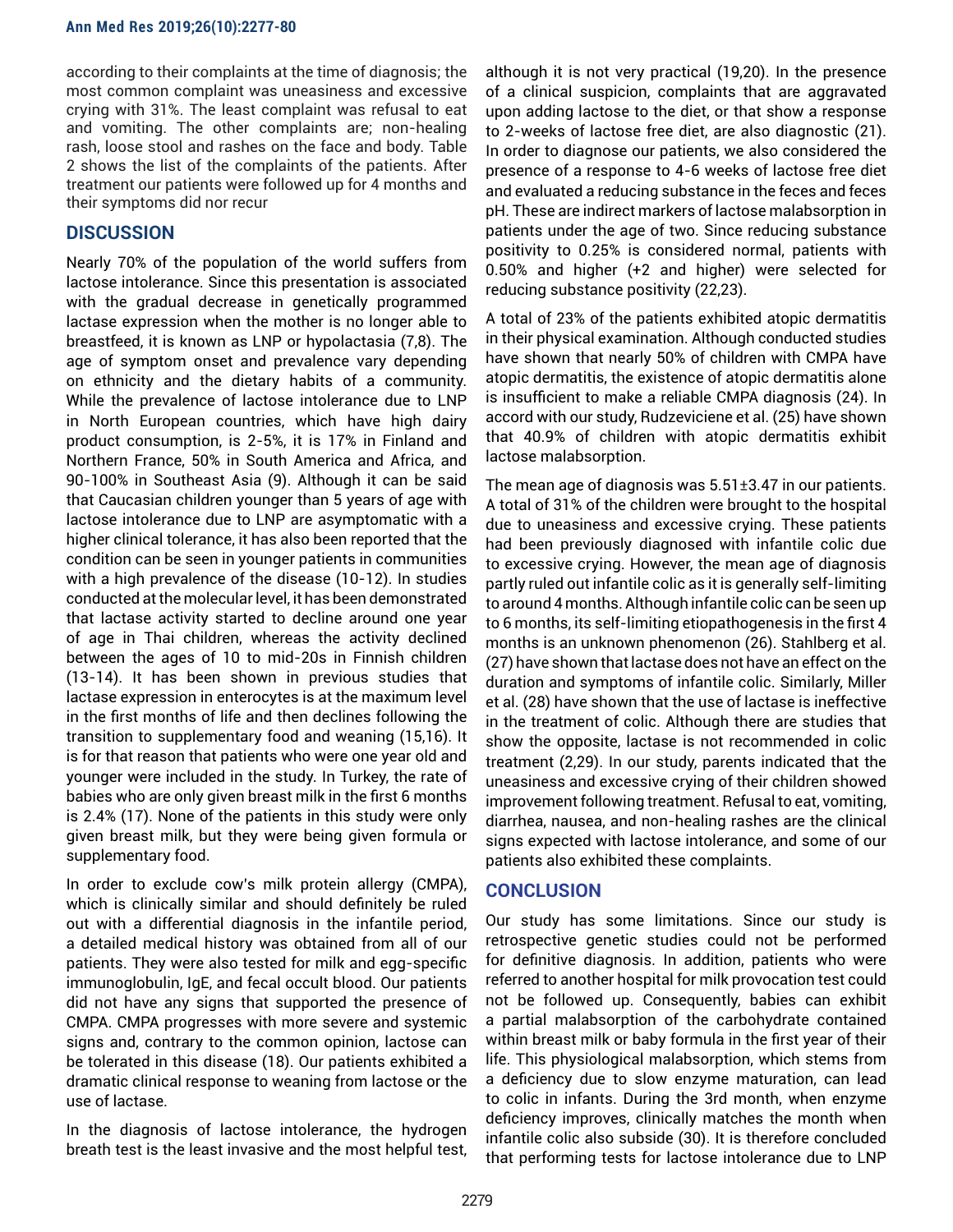according to their complaints at the time of diagnosis; the most common complaint was uneasiness and excessive crying with 31%. The least complaint was refusal to eat and vomiting. The other complaints are; non-healing rash, loose stool and rashes on the face and body. Table 2 shows the list of the complaints of the patients. After treatment our patients were followed up for 4 months and their symptoms did nor recur

## DISCUSSION

Nearly 70% of the population of the world suffers from lactose intolerance. Since this presentation is associated with the gradual decrease in genetically programmed lactase expression when the mother is no longer able to breastfeed, it is known as LNP or hypolactasia (7,8). The age of symptom onset and prevalence vary depending on ethnicity and the dietary habits of a community. While the prevalence of lactose intolerance due to LNP in North European countries, which have high dairy product consumption, is 2-5%, it is 17% in Finland and Northern France, 50% in South America and Africa, and 90-100% in Southeast Asia (9). Although it can be said that Caucasian children younger than 5 years of age with lactose intolerance due to LNP are asymptomatic with a higher clinical tolerance, it has also been reported that the condition can be seen in younger patients in communities with a high prevalence of the disease (10-12). In studies conducted at the molecular level, it has been demonstrated that lactase activity started to decline around one year of age in Thai children, whereas the activity declined between the ages of 10 to mid-20s in Finnish children (13-14). It has been shown in previous studies that lactase expression in enterocytes is at the maximum level in the first months of life and then declines following the transition to supplementary food and weaning (15,16). It is for that reason that patients who were one year old and younger were included in the study. In Turkey, the rate of babies who are only given breast milk in the first 6 months is 2.4% (17). None of the patients in this study were only given breast milk, but they were being given formula or supplementary food.

In order to exclude cow's milk protein allergy (CMPA), which is clinically similar and should definitely be ruled out with a differential diagnosis in the infantile period, a detailed medical history was obtained from all of our patients. They were also tested for milk and egg-specific immunoglobulin, IgE, and fecal occult blood. Our patients did not have any signs that supported the presence of CMPA. CMPA progresses with more severe and systemic signs and, contrary to the common opinion, lactose can be tolerated in this disease (18). Our patients exhibited a dramatic clinical response to weaning from lactose or the use of lactase.

In the diagnosis of lactose intolerance, the hydrogen breath test is the least invasive and the most helpful test, although it is not very practical (19,20). In the presence of a clinical suspicion, complaints that are aggravated upon adding lactose to the diet, or that show a response to 2-weeks of lactose free diet, are also diagnostic (21). In order to diagnose our patients, we also considered the presence of a response to 4-6 weeks of lactose free diet and evaluated a reducing substance in the feces and feces pH. These are indirect markers of lactose malabsorption in patients under the age of two. Since reducing substance positivity to 0.25% is considered normal, patients with 0.50% and higher (+2 and higher) were selected for reducing substance positivity (22,23).

A total of 23% of the patients exhibited atopic dermatitis in their physical examination. Although conducted studies have shown that nearly 50% of children with CMPA have atopic dermatitis, the existence of atopic dermatitis alone is insufficient to make a reliable CMPA diagnosis (24). In accord with our study, Rudzeviciene et al. (25) have shown that 40.9% of children with atopic dermatitis exhibit lactose malabsorption.

The mean age of diagnosis was 5.51±3.47 in our patients. A total of 31% of the children were brought to the hospital due to uneasiness and excessive crying. These patients had been previously diagnosed with infantile colic due to excessive crying. However, the mean age of diagnosis partly ruled out infantile colic as it is generally self-limiting to around 4 months. Although infantile colic can be seen up to 6 months, its self-limiting etiopathogenesis in the first 4 months is an unknown phenomenon (26). Stahlberg et al. (27) have shown that lactase does not have an effect on the duration and symptoms of infantile colic. Similarly, Miller et al. (28) have shown that the use of lactase is ineffective in the treatment of colic. Although there are studies that show the opposite, lactase is not recommended in colic treatment (2,29). In our study, parents indicated that the uneasiness and excessive crying of their children showed improvement following treatment. Refusal to eat, vomiting, diarrhea, nausea, and non-healing rashes are the clinical signs expected with lactose intolerance, and some of our patients also exhibited these complaints.

## CONCLUSION

Our study has some limitations. Since our study is retrospective genetic studies could not be performed for definitive diagnosis. In addition, patients who were referred to another hospital for milk provocation test could not be followed up. Consequently, babies can exhibit a partial malabsorption of the carbohydrate contained within breast milk or baby formula in the first year of their life. This physiological malabsorption, which stems from a deficiency due to slow enzyme maturation, can lead to colic in infants. During the 3rd month, when enzyme deficiency improves, clinically matches the month when infantile colic also subside (30). It is therefore concluded that performing tests for lactose intolerance due to LNP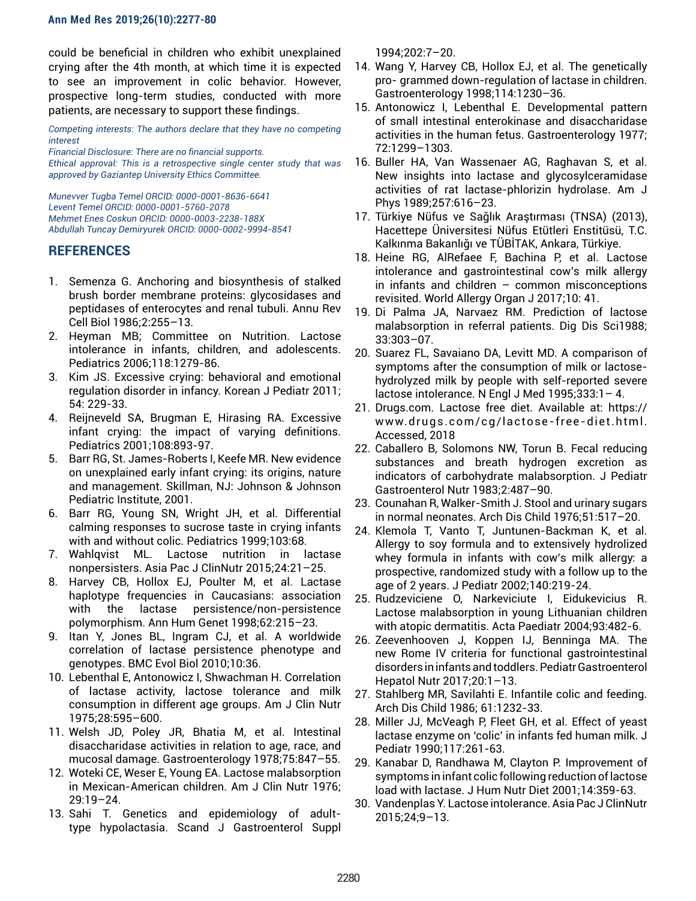could be beneficial in children who exhibit unexplained crying after the 4th month, at which time it is expected to see an improvement in colic behavior. However, prospective long-term studies, conducted with more patients, are necessary to support these findings.

*Competing interests: The authors declare that they have no competing interest*
*Financial Disclosure: There are no financial supports.*
*Ethical approval: This is a retrospective single center study that was approved by Gaziantep University Ethics Committee.*

*Munevver Tugba Temel ORCID: 0000-0001-8636-6641*
*Levent Temel ORCID: 0000-0001-5760-2078*
*Mehmet Enes Coskun ORCID: 0000-0003-2238-188X*
*Abdullah Tuncay Demiryurek ORCID: 0000-0002-9994-8541*

## REFERENCES

1. Semenza G. Anchoring and biosynthesis of stalked brush border membrane proteins: glycosidases and peptidases of enterocytes and renal tubuli. Annu Rev Cell Biol 1986;2:255–13.
2. Heyman MB; Committee on Nutrition. Lactose intolerance in infants, children, and adolescents. Pediatrics 2006;118:1279-86.
3. Kim JS. Excessive crying: behavioral and emotional regulation disorder in infancy. Korean J Pediatr 2011; 54: 229-33.
4. Reijneveld SA, Brugman E, Hirasing RA. Excessive infant crying: the impact of varying definitions. Pediatrics 2001;108:893-97.
5. Barr RG, St. James-Roberts I, Keefe MR. New evidence on unexplained early infant crying: its origins, nature and management. Skillman, NJ: Johnson & Johnson Pediatric Institute, 2001.
6. Barr RG, Young SN, Wright JH, et al. Differential calming responses to sucrose taste in crying infants with and without colic. Pediatrics 1999;103:68.
7. Wahlqvist ML. Lactose nutrition in lactase nonpersisters. Asia Pac J ClinNutr 2015;24:21–25.
8. Harvey CB, Hollox EJ, Poulter M, et al. Lactase haplotype frequencies in Caucasians: association with the lactase persistence/non-persistence polymorphism. Ann Hum Genet 1998;62:215–23.
9. Itan Y, Jones BL, Ingram CJ, et al. A worldwide correlation of lactase persistence phenotype and genotypes. BMC Evol Biol 2010;10:36.
10. Lebenthal E, Antonowicz I, Shwachman H. Correlation of lactase activity, lactose tolerance and milk consumption in different age groups. Am J Clin Nutr 1975;28:595–600.
11. Welsh JD, Poley JR, Bhatia M, et al. Intestinal disaccharidase activities in relation to age, race, and mucosal damage. Gastroenterology 1978;75:847–55.
12. Woteki CE, Weser E, Young EA. Lactose malabsorption in Mexican-American children. Am J Clin Nutr 1976; 29:19–24.
13. Sahi T. Genetics and epidemiology of adult-type hypolactasia. Scand J Gastroenterol Suppl 1994;202:7–20.
14. Wang Y, Harvey CB, Hollox EJ, et al. The genetically pro- grammed down-regulation of lactase in children. Gastroenterology 1998;114:1230–36.
15. Antonowicz I, Lebenthal E. Developmental pattern of small intestinal enterokinase and disaccharidase activities in the human fetus. Gastroenterology 1977; 72:1299–1303.
16. Buller HA, Van Wassenaer AG, Raghavan S, et al. New insights into lactase and glycosylceramidase activities of rat lactase-phlorizin hydrolase. Am J Phys 1989;257:616–23.
17. Türkiye Nüfus ve Sağlık Araştırması (TNSA) (2013), Hacettepe Üniversitesi Nüfus Etütleri Enstitüsü, T.C. Kalkınma Bakanlığı ve TÜBİTAK, Ankara, Türkiye.
18. Heine RG, AlRefaee F, Bachina P, et al. Lactose intolerance and gastrointestinal cow's milk allergy in infants and children – common misconceptions revisited. World Allergy Organ J 2017;10: 41.
19. Di Palma JA, Narvaez RM. Prediction of lactose malabsorption in referral patients. Dig Dis Sci1988; 33:303–07.
20. Suarez FL, Savaiano DA, Levitt MD. A comparison of symptoms after the consumption of milk or lactose-hydrolyzed milk by people with self-reported severe lactose intolerance. N Engl J Med 1995;333:1– 4.
21. Drugs.com. Lactose free diet. Available at: https://www.drugs.com/cg/lactose-free-diet.html. Accessed, 2018
22. Caballero B, Solomons NW, Torun B. Fecal reducing substances and breath hydrogen excretion as indicators of carbohydrate malabsorption. J Pediatr Gastroenterol Nutr 1983;2:487–90.
23. Counahan R, Walker-Smith J. Stool and urinary sugars in normal neonates. Arch Dis Child 1976;51:517–20.
24. Klemola T, Vanto T, Juntunen-Backman K, et al. Allergy to soy formula and to extensively hydrolyzed whey formula in infants with cow's milk allergy: a prospective, randomized study with a follow up to the age of 2 years. J Pediatr 2002;140:219-24.
25. Rudzeviciene O, Narkeviciute I, Eidukevicius R. Lactose malabsorption in young Lithuanian children with atopic dermatitis. Acta Paediatr 2004;93:482-6.
26. Zeevenhooven J, Koppen IJ, Benninga MA. The new Rome IV criteria for functional gastrointestinal disorders in infants and toddlers. Pediatr Gastroenterol Hepatol Nutr 2017;20:1–13.
27. Stahlberg MR, Savilahti E. Infantile colic and feeding. Arch Dis Child 1986; 61:1232-33.
28. Miller JJ, McVeagh P, Fleet GH, et al. Effect of yeast lactase enzyme on 'colic' in infants fed human milk. J Pediatr 1990;117:261-63.
29. Kanabar D, Randhawa M, Clayton P. Improvement of symptoms in infant colic following reduction of lactose load with lactase. J Hum Nutr Diet 2001;14:359-63.
30. Vandenplas Y. Lactose intolerance. Asia Pac J ClinNutr 2015;24;9–13.